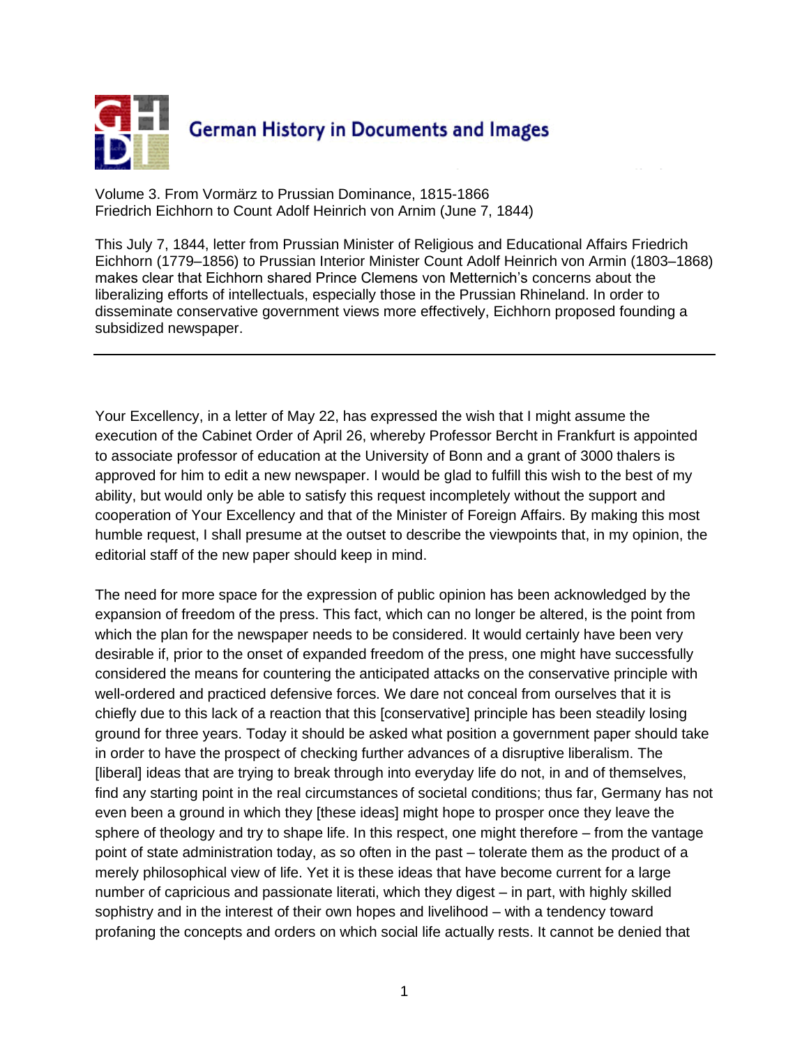German History in Documents and Images

Volume 3. From Vormärz to Prussian Dominance, 1815-1866
Friedrich Eichhorn to Count Adolf Heinrich von Arnim (June 7, 1844)

This July 7, 1844, letter from Prussian Minister of Religious and Educational Affairs Friedrich Eichhorn (1779–1856) to Prussian Interior Minister Count Adolf Heinrich von Armin (1803–1868) makes clear that Eichhorn shared Prince Clemens von Metternich's concerns about the liberalizing efforts of intellectuals, especially those in the Prussian Rhineland. In order to disseminate conservative government views more effectively, Eichhorn proposed founding a subsidized newspaper.

---

Your Excellency, in a letter of May 22, has expressed the wish that I might assume the execution of the Cabinet Order of April 26, whereby Professor Bercht in Frankfurt is appointed to associate professor of education at the University of Bonn and a grant of 3000 thalers is approved for him to edit a new newspaper. I would be glad to fulfill this wish to the best of my ability, but would only be able to satisfy this request incompletely without the support and cooperation of Your Excellency and that of the Minister of Foreign Affairs. By making this most humble request, I shall presume at the outset to describe the viewpoints that, in my opinion, the editorial staff of the new paper should keep in mind.

The need for more space for the expression of public opinion has been acknowledged by the expansion of freedom of the press. This fact, which can no longer be altered, is the point from which the plan for the newspaper needs to be considered. It would certainly have been very desirable if, prior to the onset of expanded freedom of the press, one might have successfully considered the means for countering the anticipated attacks on the conservative principle with well-ordered and practiced defensive forces. We dare not conceal from ourselves that it is chiefly due to this lack of a reaction that this [conservative] principle has been steadily losing ground for three years. Today it should be asked what position a government paper should take in order to have the prospect of checking further advances of a disruptive liberalism. The [liberal] ideas that are trying to break through into everyday life do not, in and of themselves, find any starting point in the real circumstances of societal conditions; thus far, Germany has not even been a ground in which they [these ideas] might hope to prosper once they leave the sphere of theology and try to shape life. In this respect, one might therefore – from the vantage point of state administration today, as so often in the past – tolerate them as the product of a merely philosophical view of life. Yet it is these ideas that have become current for a large number of capricious and passionate literati, which they digest – in part, with highly skilled sophistry and in the interest of their own hopes and livelihood – with a tendency toward profaning the concepts and orders on which social life actually rests. It cannot be denied that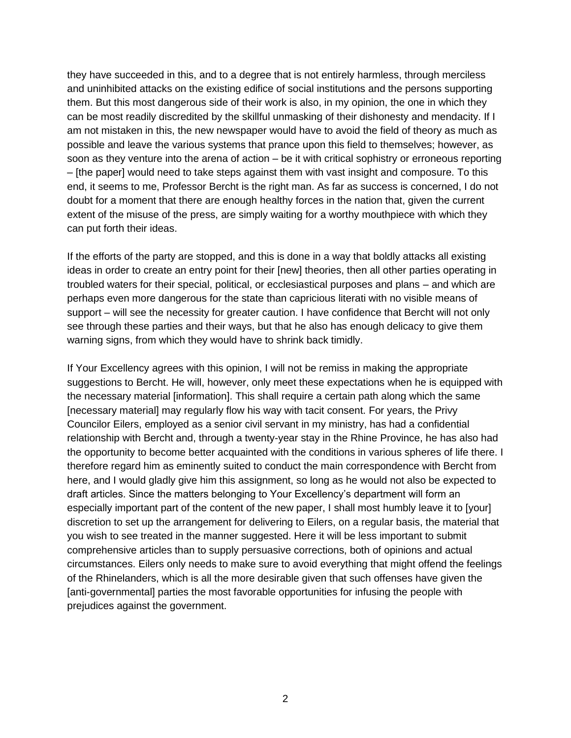they have succeeded in this, and to a degree that is not entirely harmless, through merciless and uninhibited attacks on the existing edifice of social institutions and the persons supporting them. But this most dangerous side of their work is also, in my opinion, the one in which they can be most readily discredited by the skillful unmasking of their dishonesty and mendacity. If I am not mistaken in this, the new newspaper would have to avoid the field of theory as much as possible and leave the various systems that prance upon this field to themselves; however, as soon as they venture into the arena of action – be it with critical sophistry or erroneous reporting – [the paper] would need to take steps against them with vast insight and composure. To this end, it seems to me, Professor Bercht is the right man. As far as success is concerned, I do not doubt for a moment that there are enough healthy forces in the nation that, given the current extent of the misuse of the press, are simply waiting for a worthy mouthpiece with which they can put forth their ideas.

If the efforts of the party are stopped, and this is done in a way that boldly attacks all existing ideas in order to create an entry point for their [new] theories, then all other parties operating in troubled waters for their special, political, or ecclesiastical purposes and plans – and which are perhaps even more dangerous for the state than capricious literati with no visible means of support – will see the necessity for greater caution. I have confidence that Bercht will not only see through these parties and their ways, but that he also has enough delicacy to give them warning signs, from which they would have to shrink back timidly.

If Your Excellency agrees with this opinion, I will not be remiss in making the appropriate suggestions to Bercht. He will, however, only meet these expectations when he is equipped with the necessary material [information]. This shall require a certain path along which the same [necessary material] may regularly flow his way with tacit consent. For years, the Privy Councilor Eilers, employed as a senior civil servant in my ministry, has had a confidential relationship with Bercht and, through a twenty-year stay in the Rhine Province, he has also had the opportunity to become better acquainted with the conditions in various spheres of life there. I therefore regard him as eminently suited to conduct the main correspondence with Bercht from here, and I would gladly give him this assignment, so long as he would not also be expected to draft articles. Since the matters belonging to Your Excellency's department will form an especially important part of the content of the new paper, I shall most humbly leave it to [your] discretion to set up the arrangement for delivering to Eilers, on a regular basis, the material that you wish to see treated in the manner suggested. Here it will be less important to submit comprehensive articles than to supply persuasive corrections, both of opinions and actual circumstances. Eilers only needs to make sure to avoid everything that might offend the feelings of the Rhinelanders, which is all the more desirable given that such offenses have given the [anti-governmental] parties the most favorable opportunities for infusing the people with prejudices against the government.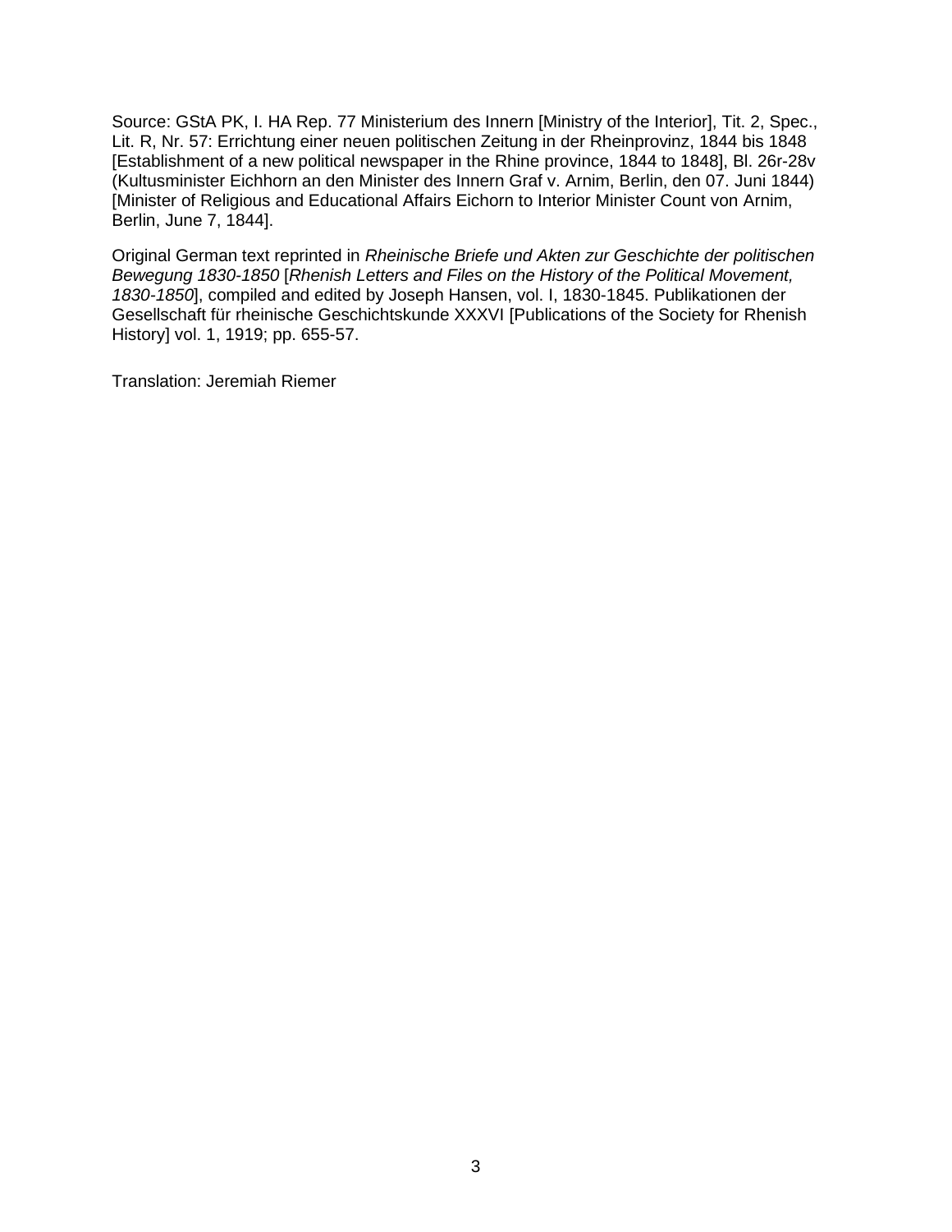Source: GStA PK, I. HA Rep. 77 Ministerium des Innern [Ministry of the Interior], Tit. 2, Spec., Lit. R, Nr. 57: Errichtung einer neuen politischen Zeitung in der Rheinprovinz, 1844 bis 1848 [Establishment of a new political newspaper in the Rhine province, 1844 to 1848], Bl. 26r-28v (Kultusminister Eichhorn an den Minister des Innern Graf v. Arnim, Berlin, den 07. Juni 1844) [Minister of Religious and Educational Affairs Eichorn to Interior Minister Count von Arnim, Berlin, June 7, 1844].

Original German text reprinted in *Rheinische Briefe und Akten zur Geschichte der politischen Bewegung 1830-1850* [*Rhenish Letters and Files on the History of the Political Movement, 1830-1850*], compiled and edited by Joseph Hansen, vol. I, 1830-1845. Publikationen der Gesellschaft für rheinische Geschichtskunde XXXVI [Publications of the Society for Rhenish History] vol. 1, 1919; pp. 655-57.

Translation: Jeremiah Riemer